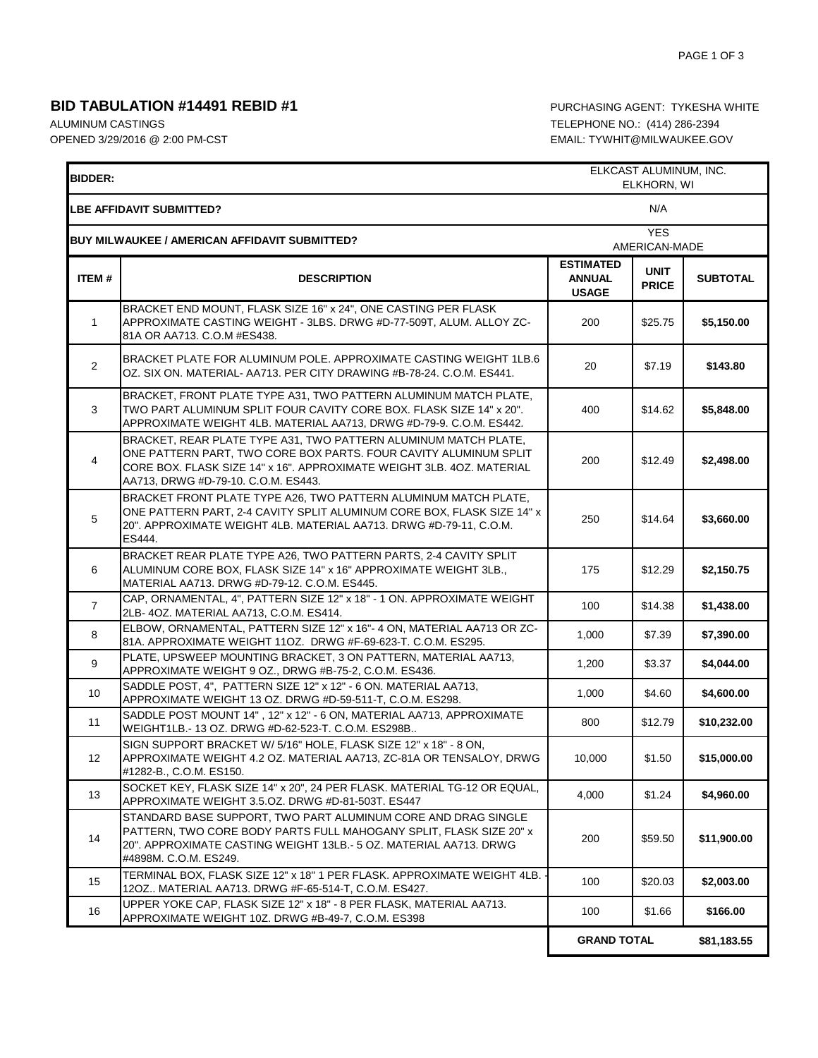## BID TABULATION #14491 REBID #1

ALUMINUM CASTINGS
OPENED 3/29/2016 @ 2:00 PM-CST

PURCHASING AGENT: TYKESHA WHITE
TELEPHONE NO.: (414) 286-2394
EMAIL: TYWHIT@MILWAUKEE.GOV

| **BIDDER:** | | ELKCAST ALUMINUM, INC. ELKHORN, WI | | |
|---|---|---|---|---|
| **LBE AFFIDAVIT SUBMITTED?** | | N/A | | |
| **BUY MILWAUKEE / AMERICAN AFFIDAVIT SUBMITTED?** | | YES AMERICAN-MADE | | |
| **ITEM #** | **DESCRIPTION** | **ESTIMATED ANNUAL USAGE** | **UNIT PRICE** | **SUBTOTAL** |
| 1 | BRACKET END MOUNT, FLASK SIZE 16" x 24", ONE CASTING PER FLASK APPROXIMATE CASTING WEIGHT - 3LBS. DRWG #D-77-509T, ALUM. ALLOY ZC-81A OR AA713. C.O.M #ES438. | 200 | $25.75 | **$5,150.00** |
| 2 | BRACKET PLATE FOR ALUMINUM POLE. APPROXIMATE CASTING WEIGHT 1LB.6 OZ. SIX ON. MATERIAL- AA713. PER CITY DRAWING #B-78-24. C.O.M. ES441. | 20 | $7.19 | **$143.80** |
| 3 | BRACKET, FRONT PLATE TYPE A31, TWO PATTERN ALUMINUM MATCH PLATE, TWO PART ALUMINUM SPLIT FOUR CAVITY CORE BOX. FLASK SIZE 14" x 20". APPROXIMATE WEIGHT 4LB. MATERIAL AA713, DRWG #D-79-9. C.O.M. ES442. | 400 | $14.62 | **$5,848.00** |
| 4 | BRACKET, REAR PLATE TYPE A31, TWO PATTERN ALUMINUM MATCH PLATE, ONE PATTERN PART, TWO CORE BOX PARTS. FOUR CAVITY ALUMINUM SPLIT CORE BOX. FLASK SIZE 14" x 16". APPROXIMATE WEIGHT 3LB. 4OZ. MATERIAL AA713, DRWG #D-79-10. C.O.M. ES443. | 200 | $12.49 | **$2,498.00** |
| 5 | BRACKET FRONT PLATE TYPE A26, TWO PATTERN ALUMINUM MATCH PLATE, ONE PATTERN PART, 2-4 CAVITY SPLIT ALUMINUM CORE BOX, FLASK SIZE 14" x 20". APPROXIMATE WEIGHT 4LB. MATERIAL AA713. DRWG #D-79-11, C.O.M. ES444. | 250 | $14.64 | **$3,660.00** |
| 6 | BRACKET REAR PLATE TYPE A26, TWO PATTERN PARTS, 2-4 CAVITY SPLIT ALUMINUM CORE BOX, FLASK SIZE 14" x 16" APPROXIMATE WEIGHT 3LB., MATERIAL AA713. DRWG #D-79-12. C.O.M. ES445. | 175 | $12.29 | **$2,150.75** |
| 7 | CAP, ORNAMENTAL, 4", PATTERN SIZE 12" x 18" - 1 ON. APPROXIMATE WEIGHT 2LB- 4OZ. MATERIAL AA713, C.O.M. ES414. | 100 | $14.38 | **$1,438.00** |
| 8 | ELBOW, ORNAMENTAL, PATTERN SIZE 12" x 16"- 4 ON, MATERIAL AA713 OR ZC-81A. APPROXIMATE WEIGHT 11OZ. DRWG #F-69-623-T. C.O.M. ES295. | 1,000 | $7.39 | **$7,390.00** |
| 9 | PLATE, UPSWEEP MOUNTING BRACKET, 3 ON PATTERN, MATERIAL AA713, APPROXIMATE WEIGHT 9 OZ., DRWG #B-75-2, C.O.M. ES436. | 1,200 | $3.37 | **$4,044.00** |
| 10 | SADDLE POST, 4", PATTERN SIZE 12" x 12" - 6 ON. MATERIAL AA713, APPROXIMATE WEIGHT 13 OZ. DRWG #D-59-511-T, C.O.M. ES298. | 1,000 | $4.60 | **$4,600.00** |
| 11 | SADDLE POST MOUNT 14" , 12" x 12" - 6 ON, MATERIAL AA713, APPROXIMATE WEIGHT1LB.- 13 OZ. DRWG #D-62-523-T. C.O.M. ES298B.. | 800 | $12.79 | **$10,232.00** |
| 12 | SIGN SUPPORT BRACKET W/ 5/16" HOLE, FLASK SIZE 12" x 18" - 8 ON, APPROXIMATE WEIGHT 4.2 OZ. MATERIAL AA713, ZC-81A OR TENSALOY, DRWG #1282-B., C.O.M. ES150. | 10,000 | $1.50 | **$15,000.00** |
| 13 | SOCKET KEY, FLASK SIZE 14" x 20", 24 PER FLASK. MATERIAL TG-12 OR EQUAL, APPROXIMATE WEIGHT 3.5.OZ. DRWG #D-81-503T. ES447 | 4,000 | $1.24 | **$4,960.00** |
| 14 | STANDARD BASE SUPPORT, TWO PART ALUMINUM CORE AND DRAG SINGLE PATTERN, TWO CORE BODY PARTS FULL MAHOGANY SPLIT, FLASK SIZE 20" x 20". APPROXIMATE CASTING WEIGHT 13LB.- 5 OZ. MATERIAL AA713. DRWG #4898M. C.O.M. ES249. | 200 | $59.50 | **$11,900.00** |
| 15 | TERMINAL BOX, FLASK SIZE 12" x 18" 1 PER FLASK. APPROXIMATE WEIGHT 4LB. - 12OZ.. MATERIAL AA713. DRWG #F-65-514-T, C.O.M. ES427. | 100 | $20.03 | **$2,003.00** |
| 16 | UPPER YOKE CAP, FLASK SIZE 12" x 18" - 8 PER FLASK, MATERIAL AA713. APPROXIMATE WEIGHT 1OZ. DRWG #B-49-7, C.O.M. ES398 | 100 | $1.66 | **$166.00** |
| | | **GRAND TOTAL** | | **$81,183.55** |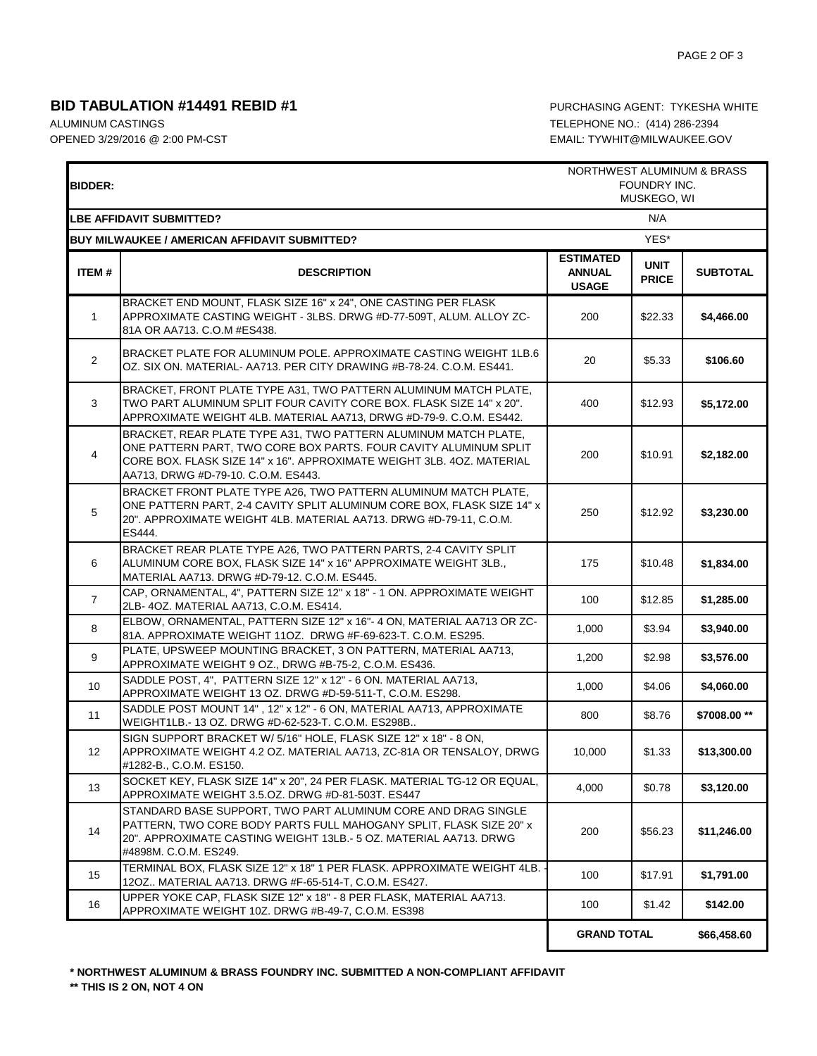## BID TABULATION #14491 REBID #1

ALUMINUM CASTINGS
OPENED 3/29/2016 @ 2:00 PM-CST

PURCHASING AGENT: TYKESHA WHITE
TELEPHONE NO.: (414) 286-2394
EMAIL: TYWHIT@MILWAUKEE.GOV

| BIDDER: | | NORTHWEST ALUMINUM & BRASS FOUNDRY INC. MUSKEGO, WI | | |
|---|---|---|---|---|
| **LBE AFFIDAVIT SUBMITTED?** | | N/A | | |
| **BUY MILWAUKEE / AMERICAN AFFIDAVIT SUBMITTED?** | | YES* | | |
| **ITEM #** | **DESCRIPTION** | **ESTIMATED ANNUAL USAGE** | **UNIT PRICE** | **SUBTOTAL** |
| 1 | BRACKET END MOUNT, FLASK SIZE 16" x 24", ONE CASTING PER FLASK APPROXIMATE CASTING WEIGHT - 3LBS. DRWG #D-77-509T, ALUM. ALLOY ZC-81A OR AA713. C.O.M #ES438. | 200 | $22.33 | **$4,466.00** |
| 2 | BRACKET PLATE FOR ALUMINUM POLE. APPROXIMATE CASTING WEIGHT 1LB.6 OZ. SIX ON. MATERIAL- AA713. PER CITY DRAWING #B-78-24. C.O.M. ES441. | 20 | $5.33 | **$106.60** |
| 3 | BRACKET, FRONT PLATE TYPE A31, TWO PATTERN ALUMINUM MATCH PLATE, TWO PART ALUMINUM SPLIT FOUR CAVITY CORE BOX. FLASK SIZE 14" x 20". APPROXIMATE WEIGHT 4LB. MATERIAL AA713, DRWG #D-79-9. C.O.M. ES442. | 400 | $12.93 | **$5,172.00** |
| 4 | BRACKET, REAR PLATE TYPE A31, TWO PATTERN ALUMINUM MATCH PLATE, ONE PATTERN PART, TWO CORE BOX PARTS. FOUR CAVITY ALUMINUM SPLIT CORE BOX. FLASK SIZE 14" x 16". APPROXIMATE WEIGHT 3LB. 4OZ. MATERIAL AA713, DRWG #D-79-10. C.O.M. ES443. | 200 | $10.91 | **$2,182.00** |
| 5 | BRACKET FRONT PLATE TYPE A26, TWO PATTERN ALUMINUM MATCH PLATE, ONE PATTERN PART, 2-4 CAVITY SPLIT ALUMINUM CORE BOX, FLASK SIZE 14" x 20". APPROXIMATE WEIGHT 4LB. MATERIAL AA713. DRWG #D-79-11, C.O.M. ES444. | 250 | $12.92 | **$3,230.00** |
| 6 | BRACKET REAR PLATE TYPE A26, TWO PATTERN PARTS, 2-4 CAVITY SPLIT ALUMINUM CORE BOX, FLASK SIZE 14" x 16" APPROXIMATE WEIGHT 3LB., MATERIAL AA713. DRWG #D-79-12. C.O.M. ES445. | 175 | $10.48 | **$1,834.00** |
| 7 | CAP, ORNAMENTAL, 4", PATTERN SIZE 12" x 18" - 1 ON. APPROXIMATE WEIGHT 2LB- 4OZ. MATERIAL AA713, C.O.M. ES414. | 100 | $12.85 | **$1,285.00** |
| 8 | ELBOW, ORNAMENTAL, PATTERN SIZE 12" x 16"- 4 ON, MATERIAL AA713 OR ZC-81A. APPROXIMATE WEIGHT 11OZ. DRWG #F-69-623-T. C.O.M. ES295. | 1,000 | $3.94 | **$3,940.00** |
| 9 | PLATE, UPSWEEP MOUNTING BRACKET, 3 ON PATTERN, MATERIAL AA713, APPROXIMATE WEIGHT 9 OZ., DRWG #B-75-2, C.O.M. ES436. | 1,200 | $2.98 | **$3,576.00** |
| 10 | SADDLE POST, 4", PATTERN SIZE 12" x 12" - 6 ON. MATERIAL AA713, APPROXIMATE WEIGHT 13 OZ. DRWG #D-59-511-T, C.O.M. ES298. | 1,000 | $4.06 | **$4,060.00** |
| 11 | SADDLE POST MOUNT 14" , 12" x 12" - 6 ON, MATERIAL AA713, APPROXIMATE WEIGHT1LB.- 13 OZ. DRWG #D-62-523-T. C.O.M. ES298B.. | 800 | $8.76 | **$7008.00 \*\*** |
| 12 | SIGN SUPPORT BRACKET W/ 5/16" HOLE, FLASK SIZE 12" x 18" - 8 ON, APPROXIMATE WEIGHT 4.2 OZ. MATERIAL AA713, ZC-81A OR TENSALOY, DRWG #1282-B., C.O.M. ES150. | 10,000 | $1.33 | **$13,300.00** |
| 13 | SOCKET KEY, FLASK SIZE 14" x 20", 24 PER FLASK. MATERIAL TG-12 OR EQUAL, APPROXIMATE WEIGHT 3.5.OZ. DRWG #D-81-503T. ES447 | 4,000 | $0.78 | **$3,120.00** |
| 14 | STANDARD BASE SUPPORT, TWO PART ALUMINUM CORE AND DRAG SINGLE PATTERN, TWO CORE BODY PARTS FULL MAHOGANY SPLIT, FLASK SIZE 20" x 20". APPROXIMATE CASTING WEIGHT 13LB.- 5 OZ. MATERIAL AA713. DRWG #4898M. C.O.M. ES249. | 200 | $56.23 | **$11,246.00** |
| 15 | TERMINAL BOX, FLASK SIZE 12" x 18" 1 PER FLASK. APPROXIMATE WEIGHT 4LB. - 12OZ.. MATERIAL AA713. DRWG #F-65-514-T, C.O.M. ES427. | 100 | $17.91 | **$1,791.00** |
| 16 | UPPER YOKE CAP, FLASK SIZE 12" x 18" - 8 PER FLASK, MATERIAL AA713. APPROXIMATE WEIGHT 10Z. DRWG #B-49-7, C.O.M. ES398 | 100 | $1.42 | **$142.00** |
| | | **GRAND TOTAL** | | **$66,458.60** |

**\* NORTHWEST ALUMINUM & BRASS FOUNDRY INC. SUBMITTED A NON-COMPLIANT AFFIDAVIT**

**\*\* THIS IS 2 ON, NOT 4 ON**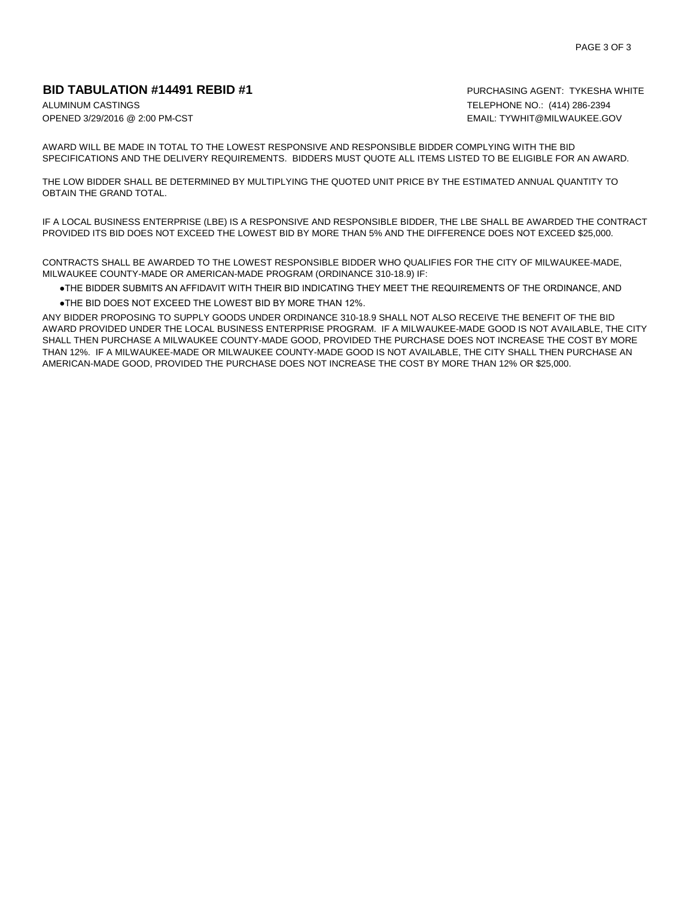## BID TABULATION #14491 REBID #1

ALUMINUM CASTINGS
OPENED 3/29/2016 @ 2:00 PM-CST

PURCHASING AGENT: TYKESHA WHITE
TELEPHONE NO.: (414) 286-2394
EMAIL: TYWHIT@MILWAUKEE.GOV

AWARD WILL BE MADE IN TOTAL TO THE LOWEST RESPONSIVE AND RESPONSIBLE BIDDER COMPLYING WITH THE BID SPECIFICATIONS AND THE DELIVERY REQUIREMENTS. BIDDERS MUST QUOTE ALL ITEMS LISTED TO BE ELIGIBLE FOR AN AWARD.

THE LOW BIDDER SHALL BE DETERMINED BY MULTIPLYING THE QUOTED UNIT PRICE BY THE ESTIMATED ANNUAL QUANTITY TO OBTAIN THE GRAND TOTAL.

IF A LOCAL BUSINESS ENTERPRISE (LBE) IS A RESPONSIVE AND RESPONSIBLE BIDDER, THE LBE SHALL BE AWARDED THE CONTRACT PROVIDED ITS BID DOES NOT EXCEED THE LOWEST BID BY MORE THAN 5% AND THE DIFFERENCE DOES NOT EXCEED $25,000.

CONTRACTS SHALL BE AWARDED TO THE LOWEST RESPONSIBLE BIDDER WHO QUALIFIES FOR THE CITY OF MILWAUKEE-MADE, MILWAUKEE COUNTY-MADE OR AMERICAN-MADE PROGRAM (ORDINANCE 310-18.9) IF:

- THE BIDDER SUBMITS AN AFFIDAVIT WITH THEIR BID INDICATING THEY MEET THE REQUIREMENTS OF THE ORDINANCE, AND
- THE BID DOES NOT EXCEED THE LOWEST BID BY MORE THAN 12%.

ANY BIDDER PROPOSING TO SUPPLY GOODS UNDER ORDINANCE 310-18.9 SHALL NOT ALSO RECEIVE THE BENEFIT OF THE BID AWARD PROVIDED UNDER THE LOCAL BUSINESS ENTERPRISE PROGRAM. IF A MILWAUKEE-MADE GOOD IS NOT AVAILABLE, THE CITY SHALL THEN PURCHASE A MILWAUKEE COUNTY-MADE GOOD, PROVIDED THE PURCHASE DOES NOT INCREASE THE COST BY MORE THAN 12%. IF A MILWAUKEE-MADE OR MILWAUKEE COUNTY-MADE GOOD IS NOT AVAILABLE, THE CITY SHALL THEN PURCHASE AN AMERICAN-MADE GOOD, PROVIDED THE PURCHASE DOES NOT INCREASE THE COST BY MORE THAN 12% OR $25,000.